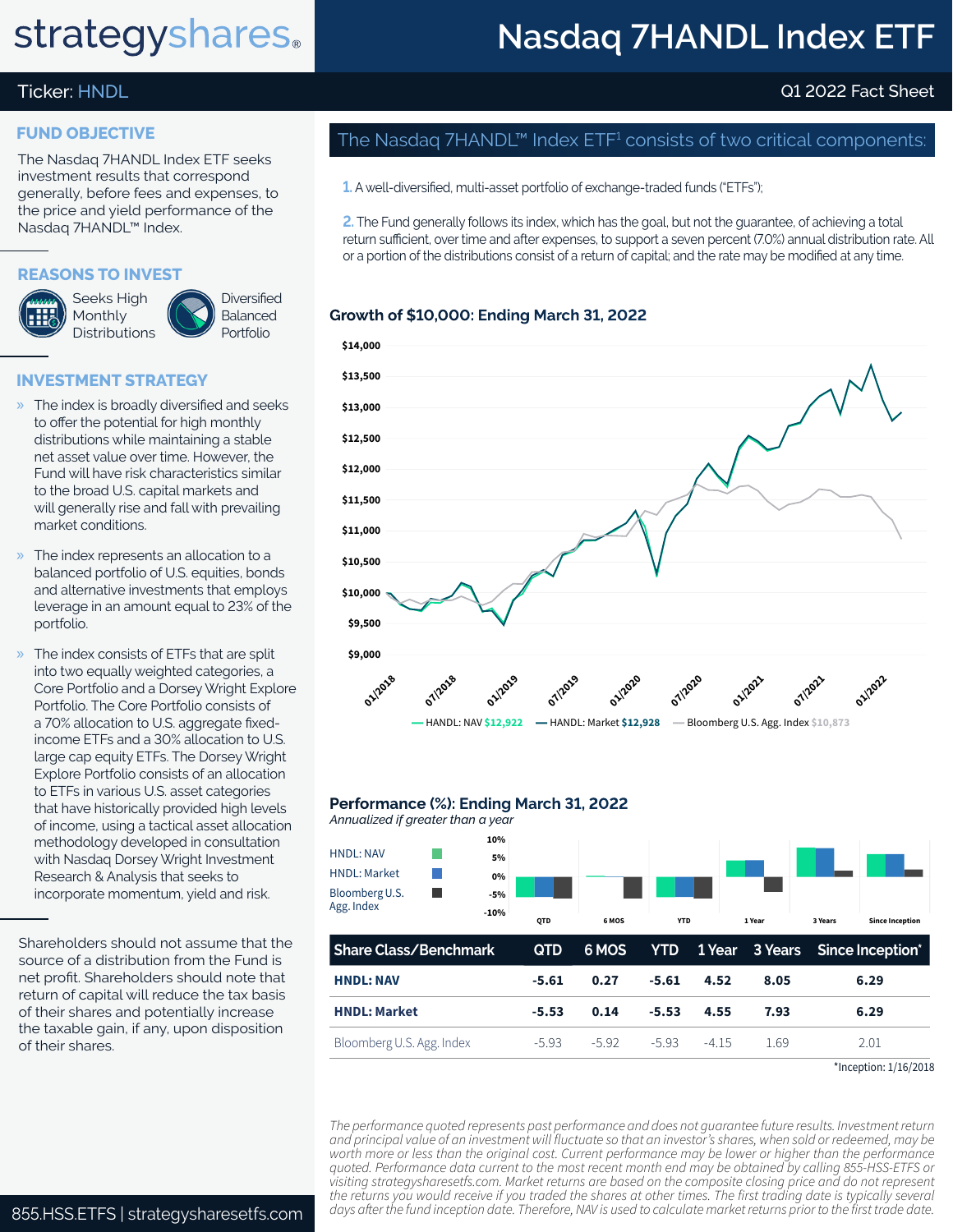# Nasdaq 7HANDL Index ETF

**Ticker: HNDL** — Q1 2022 Fact Sheet

## FUND OBJECTIVE

The Nasdaq 7HANDL Index ETF seeks investment results that correspond generally, before fees and expenses, to the price and yield performance of the Nasdaq 7HANDL™ Index.

## REASONS TO INVEST

- Seeks High Monthly Distributions
- Diversified Balanced Portfolio

## INVESTMENT STRATEGY

- The index is broadly diversified and seeks to offer the potential for high monthly distributions while maintaining a stable net asset value over time. However, the Fund will have risk characteristics similar to the broad U.S. capital markets and will generally rise and fall with prevailing market conditions.
- The index represents an allocation to a balanced portfolio of U.S. equities, bonds and alternative investments that employs leverage in an amount equal to 23% of the portfolio.
- The index consists of ETFs that are split into two equally weighted categories, a Core Portfolio and a Dorsey Wright Explore Portfolio. The Core Portfolio consists of a 70% allocation to U.S. aggregate fixed-income ETFs and a 30% allocation to U.S. large cap equity ETFs. The Dorsey Wright Explore Portfolio consists of an allocation to ETFs in various U.S. asset categories that have historically provided high levels of income, using a tactical asset allocation methodology developed in consultation with Nasdaq Dorsey Wright Investment Research & Analysis that seeks to incorporate momentum, yield and risk.

Shareholders should not assume that the source of a distribution from the Fund is net profit. Shareholders should note that return of capital will reduce the tax basis of their shares and potentially increase the taxable gain, if any, upon disposition of their shares.

## The Nasdaq 7HANDL™ Index ETF[1] consists of two critical components:

1. A well-diversified, multi-asset portfolio of exchange-traded funds ("ETFs");
2. The Fund generally follows its index, which has the goal, but not the guarantee, of achieving a total return sufficient, over time and after expenses, to support a seven percent (7.0%) annual distribution rate. All or a portion of the distributions consist of a return of capital; and the rate may be modified at any time.

## Growth of $10,000: Ending March 31, 2022

HANDL: NAV $12,922 — HANDL: Market $12,928 — Bloomberg U.S. Agg. Index $10,873

## Performance (%): Ending March 31, 2022

*Annualized if greater than a year*

| Share Class/Benchmark | QTD | 6 MOS | YTD | 1 Year | 3 Years | Since Inception* |
|---|---|---|---|---|---|---|
| **HNDL: NAV** | -5.61 | 0.27 | -5.61 | 4.52 | 8.05 | 6.29 |
| **HNDL: Market** | -5.53 | 0.14 | -5.53 | 4.55 | 7.93 | 6.29 |
| Bloomberg U.S. Agg. Index | -5.93 | -5.92 | -5.93 | -4.15 | 1.69 | 2.01 |

*Inception: 1/16/2018

*The performance quoted represents past performance and does not guarantee future results. Investment return and principal value of an investment will fluctuate so that an investor's shares, when sold or redeemed, may be worth more or less than the original cost. Current performance may be lower or higher than the performance quoted. Performance data current to the most recent month end may be obtained by calling 855-HSS-ETFS or visiting strategysharesetfs.com. Market returns are based on the composite closing price and do not represent the returns you would receive if you traded the shares at other times. The first trading date is typically several days after the fund inception date. Therefore, NAV is used to calculate market returns prior to the first trade date.*

855.HSS.ETFS | strategysharesetfs.com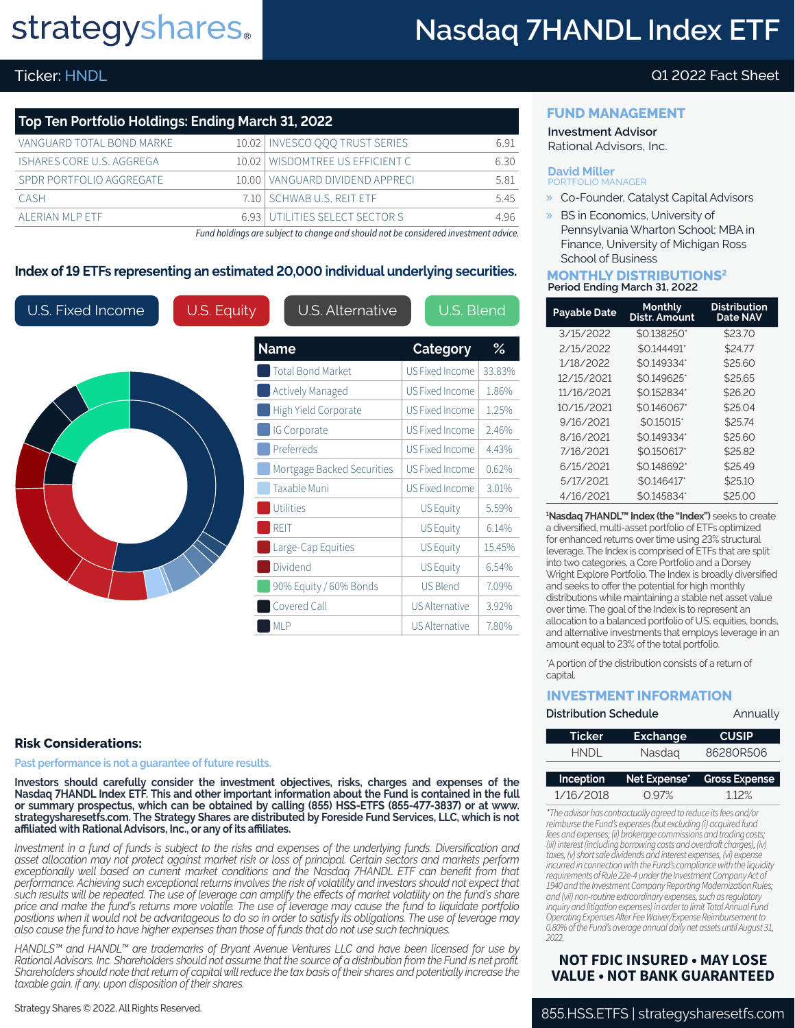# Nasdaq 7HANDL Index ETF

strategyshares

Ticker: HNDL

Q1 2022 Fact Sheet

## Top Ten Portfolio Holdings: Ending March 31, 2022

| | | | |
|---|---|---|---|
| VANGUARD TOTAL BOND MARKE | 10.02 | INVESCO QQQ TRUST SERIES | 6.91 |
| ISHARES CORE U.S. AGGREGA | 10.02 | WISDOMTREE US EFFICIENT C | 6.30 |
| SPDR PORTFOLIO AGGREGATE | 10.00 | VANGUARD DIVIDEND APPRECI | 5.81 |
| CASH | 7.10 | SCHWAB U.S. REIT ETF | 5.45 |
| ALERIAN MLP ETF | 6.93 | UTILITIES SELECT SECTOR S | 4.96 |

*Fund holdings are subject to change and should not be considered investment advice.*

**Index of 19 ETFs representing an estimated 20,000 individual underlying securities.**

U.S. Fixed Income
U.S. Equity
U.S. Alternative
U.S. Blend

| Name | Category | % |
|---|---|---|
| Total Bond Market | US Fixed Income | 33.83% |
| Actively Managed | US Fixed Income | 1.86% |
| High Yield Corporate | US Fixed Income | 1.25% |
| IG Corporate | US Fixed Income | 2.46% |
| Preferreds | US Fixed Income | 4.43% |
| Mortgage Backed Securities | US Fixed Income | 0.62% |
| Taxable Muni | US Fixed Income | 3.01% |
| Utilities | US Equity | 5.59% |
| REIT | US Equity | 6.14% |
| Large-Cap Equities | US Equity | 15.45% |
| Dividend | US Equity | 6.54% |
| 90% Equity / 60% Bonds | US Blend | 7.09% |
| Covered Call | US Alternative | 3.92% |
| MLP | US Alternative | 7.80% |

## FUND MANAGEMENT

**Investment Advisor**
Rational Advisors, Inc.

**David Miller**
PORTFOLIO MANAGER

- Co-Founder, Catalyst Capital Advisors
- BS in Economics, University of Pennsylvania Wharton School; MBA in Finance, University of Michigan Ross School of Business

## MONTHLY DISTRIBUTIONS[2]

Period Ending March 31, 2022

| Payable Date | Monthly Distr. Amount | Distribution Date NAV |
|---|---|---|
| 3/15/2022 | $0.138250* | $23.70 |
| 2/15/2022 | $0.144491* | $24.77 |
| 1/18/2022 | $0.149334* | $25.60 |
| 12/15/2021 | $0.149625* | $25.65 |
| 11/16/2021 | $0.152834* | $26.20 |
| 10/15/2021 | $0.146067* | $25.04 |
| 9/16/2021 | $0.15015* | $25.74 |
| 8/16/2021 | $0.149334* | $25.60 |
| 7/16/2021 | $0.150617* | $25.82 |
| 6/15/2021 | $0.148692* | $25.49 |
| 5/17/2021 | $0.146417* | $25.10 |
| 4/16/2021 | $0.145834* | $25.00 |

[1]**Nasdaq 7HANDL™ Index (the "Index")** seeks to create a diversified, multi-asset portfolio of ETFs optimized for enhanced returns over time using 23% structural leverage. The Index is comprised of ETFs that are split into two categories, a Core Portfolio and a Dorsey Wright Explore Portfolio. The Index is broadly diversified and seeks to offer the potential for high monthly distributions while maintaining a stable net asset value over time. The goal of the Index is to represent an allocation to a balanced portfolio of U.S. equities, bonds, and alternative investments that employs leverage in an amount equal to 23% of the total portfolio.

*A portion of the distribution consists of a return of capital.

## INVESTMENT INFORMATION

**Distribution Schedule** Annually

| Ticker | Exchange | CUSIP |
|---|---|---|
| HNDL | Nasdaq | 86280R506 |

| Inception | Net Expense* | Gross Expense |
|---|---|---|
| 1/16/2018 | 0.97% | 1.12% |

*\*The advisor has contractually agreed to reduce its fees and/or reimburse the Fund's expenses (but excluding (i) acquired fund fees and expenses; (ii) brokerage commissions and trading costs; (iii) interest (including borrowing costs and overdraft charges), (iv) taxes, (v) short sale dividends and interest expenses, (vi) expense incurred in connection with the Fund's compliance with the liquidity requirements of Rule 22e-4 under the Investment Company Act of 1940 and the Investment Company Reporting Modernization Rules; and (vii) non-routine extraordinary expenses, such as regulatory inquiry and litigation expenses) in order to limit Total Annual Fund Operating Expenses After Fee Waiver/Expense Reimbursement to 0.80% of the Fund's average annual daily net assets until August 31, 2022.*

**NOT FDIC INSURED • MAY LOSE VALUE • NOT BANK GUARANTEED**

### Risk Considerations:

Past performance is not a guarantee of future results.

**Investors should carefully consider the investment objectives, risks, charges and expenses of the Nasdaq 7HANDL Index ETF. This and other important information about the Fund is contained in the full or summary prospectus, which can be obtained by calling (855) HSS-ETFS (855-477-3837) or at www.strategysharesetfs.com. The Strategy Shares are distributed by Foreside Fund Services, LLC, which is not affiliated with Rational Advisors, Inc., or any of its affiliates.**

*Investment in a fund of funds is subject to the risks and expenses of the underlying funds. Diversification and asset allocation may not protect against market risk or loss of principal. Certain sectors and markets perform exceptionally well based on current market conditions and the Nasdaq 7HANDL ETF can benefit from that performance. Achieving such exceptional returns involves the risk of volatility and investors should not expect that such results will be repeated. The use of leverage can amplify the effects of market volatility on the fund's share price and make the fund's returns more volatile. The use of leverage may cause the fund to liquidate portfolio positions when it would not be advantageous to do so in order to satisfy its obligations. The use of leverage may also cause the fund to have higher expenses than those of funds that do not use such techniques.*

*HANDLS™ and HANDL™ are trademarks of Bryant Avenue Ventures LLC and have been licensed for use by Rational Advisors, Inc. Shareholders should not assume that the source of a distribution from the Fund is net profit. Shareholders should note that return of capital will reduce the tax basis of their shares and potentially increase the taxable gain, if any, upon disposition of their shares.*

Strategy Shares © 2022. All Rights Reserved.

855.HSS.ETFS | strategysharesetfs.com